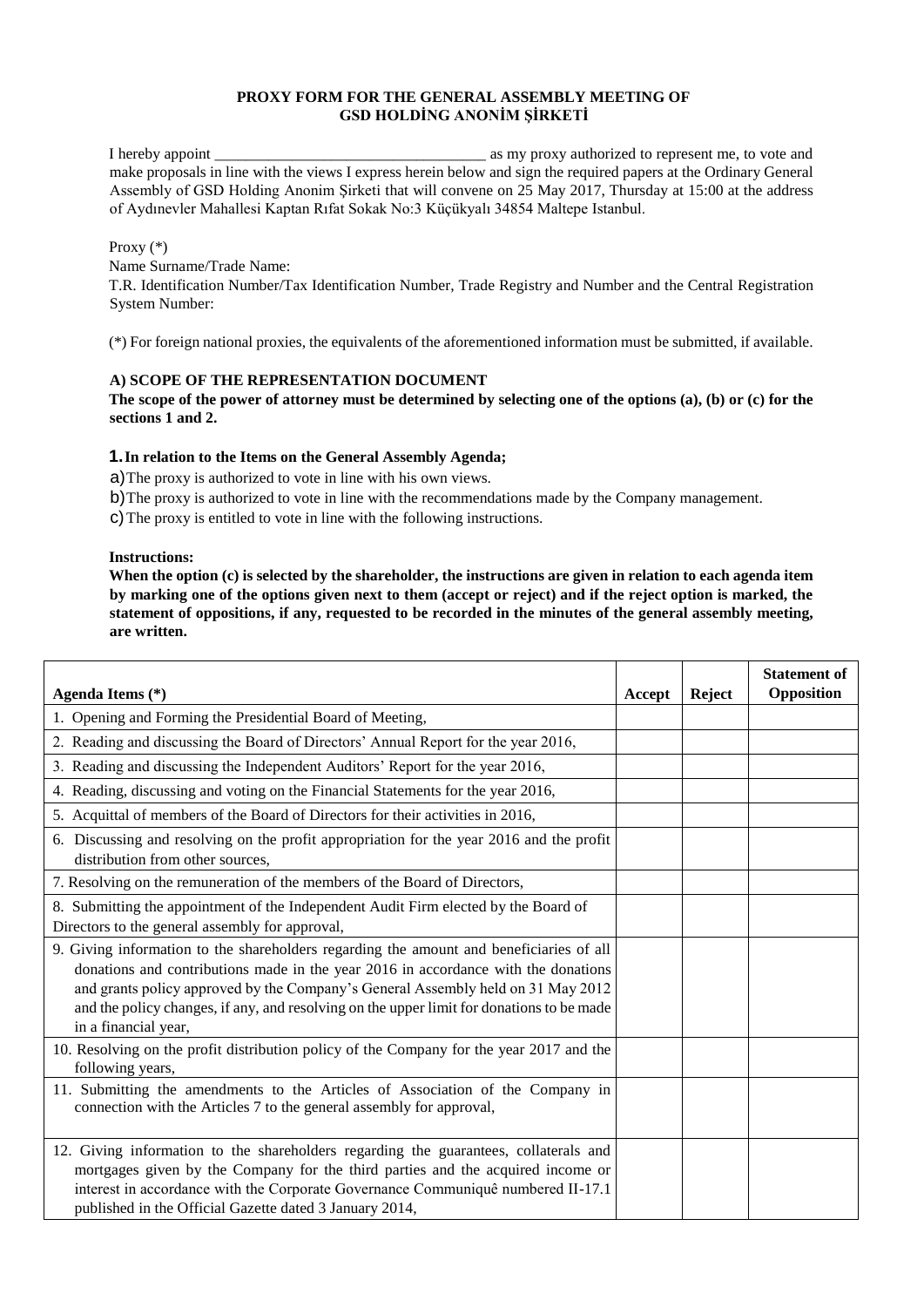**PROXY FORM FOR THE GENERAL ASSEMBLY MEETING OF**
**GSD HOLDİNG ANONİM ŞİRKETİ**

I hereby appoint ___________________________________ as my proxy authorized to represent me, to vote and make proposals in line with the views I express herein below and sign the required papers at the Ordinary General Assembly of GSD Holding Anonim Şirketi that will convene on 25 May 2017, Thursday at 15:00 at the address of Aydınevler Mahallesi Kaptan Rıfat Sokak No:3 Küçükyalı 34854 Maltepe Istanbul.

Proxy (*)
Name Surname/Trade Name:
T.R. Identification Number/Tax Identification Number, Trade Registry and Number and the Central Registration System Number:

(*) For foreign national proxies, the equivalents of the aforementioned information must be submitted, if available.

**A) SCOPE OF THE REPRESENTATION DOCUMENT**

**The scope of the power of attorney must be determined by selecting one of the options (a), (b) or (c) for the sections 1 and 2.**

**1. In relation to the Items on the General Assembly Agenda;**

a) The proxy is authorized to vote in line with his own views.

b) The proxy is authorized to vote in line with the recommendations made by the Company management.

c) The proxy is entitled to vote in line with the following instructions.

**Instructions:**

**When the option (c) is selected by the shareholder, the instructions are given in relation to each agenda item by marking one of the options given next to them (accept or reject) and if the reject option is marked, the statement of oppositions, if any, requested to be recorded in the minutes of the general assembly meeting, are written.**

| Agenda Items (*) | Accept | Reject | Statement of Opposition |
|---|---|---|---|
| 1. Opening and Forming the Presidential Board of Meeting, | | | |
| 2. Reading and discussing the Board of Directors' Annual Report for the year 2016, | | | |
| 3. Reading and discussing the Independent Auditors' Report for the year 2016, | | | |
| 4. Reading, discussing and voting on the Financial Statements for the year 2016, | | | |
| 5. Acquittal of members of the Board of Directors for their activities in 2016, | | | |
| 6. Discussing and resolving on the profit appropriation for the year 2016 and the profit distribution from other sources, | | | |
| 7. Resolving on the remuneration of the members of the Board of Directors, | | | |
| 8. Submitting the appointment of the Independent Audit Firm elected by the Board of Directors to the general assembly for approval, | | | |
| 9. Giving information to the shareholders regarding the amount and beneficiaries of all donations and contributions made in the year 2016 in accordance with the donations and grants policy approved by the Company's General Assembly held on 31 May 2012 and the policy changes, if any, and resolving on the upper limit for donations to be made in a financial year, | | | |
| 10. Resolving on the profit distribution policy of the Company for the year 2017 and the following years, | | | |
| 11. Submitting the amendments to the Articles of Association of the Company in connection with the Articles 7 to the general assembly for approval, | | | |
| 12. Giving information to the shareholders regarding the guarantees, collaterals and mortgages given by the Company for the third parties and the acquired income or interest in accordance with the Corporate Governance Communiquê numbered II-17.1 published in the Official Gazette dated 3 January 2014, | | | |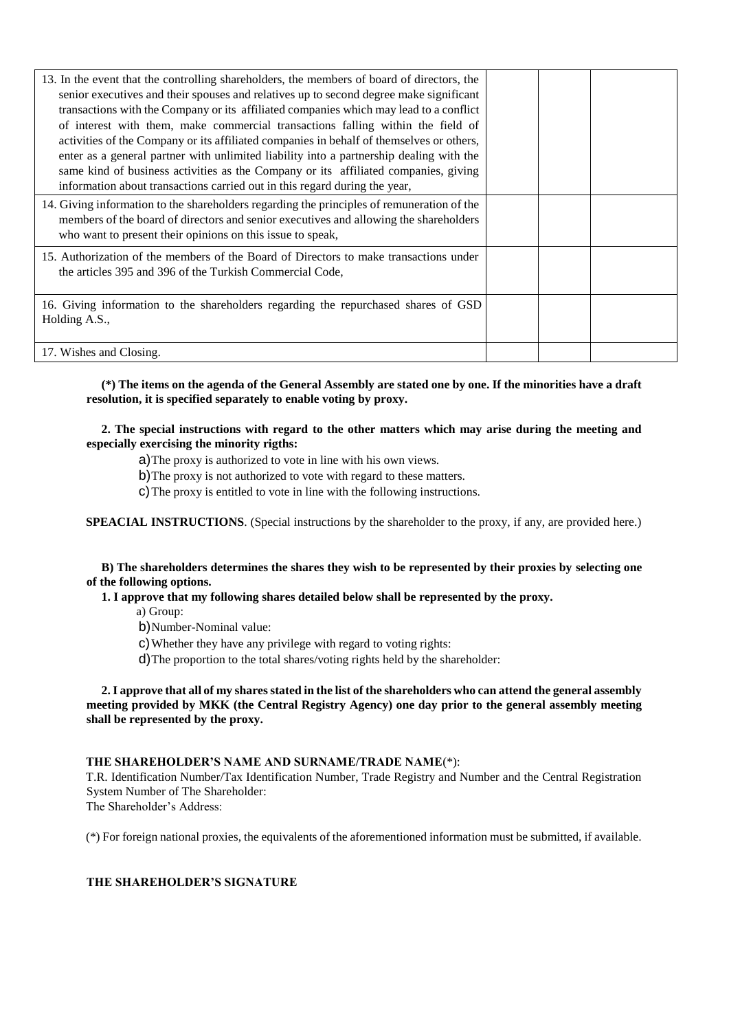| | | | |
|---|---|---|---|
| 13. In the event that the controlling shareholders, the members of board of directors, the senior executives and their spouses and relatives up to second degree make significant transactions with the Company or its affiliated companies which may lead to a conflict of interest with them, make commercial transactions falling within the field of activities of the Company or its affiliated companies in behalf of themselves or others, enter as a general partner with unlimited liability into a partnership dealing with the same kind of business activities as the Company or its affiliated companies, giving information about transactions carried out in this regard during the year, | | | |
| 14. Giving information to the shareholders regarding the principles of remuneration of the members of the board of directors and senior executives and allowing the shareholders who want to present their opinions on this issue to speak, | | | |
| 15. Authorization of the members of the Board of Directors to make transactions under the articles 395 and 396 of the Turkish Commercial Code, | | | |
| 16. Giving information to the shareholders regarding the repurchased shares of GSD Holding A.S., | | | |
| 17. Wishes and Closing. | | | |

**(*) The items on the agenda of the General Assembly are stated one by one. If the minorities have a draft resolution, it is specified separately to enable voting by proxy.**

**2. The special instructions with regard to the other matters which may arise during the meeting and especially exercising the minority rigths:**

a) The proxy is authorized to vote in line with his own views.

b) The proxy is not authorized to vote with regard to these matters.

c) The proxy is entitled to vote in line with the following instructions.

**SPEACIAL INSTRUCTIONS**. (Special instructions by the shareholder to the proxy, if any, are provided here.)

**B) The shareholders determines the shares they wish to be represented by their proxies by selecting one of the following options.**

**1. I approve that my following shares detailed below shall be represented by the proxy.**

a) Group:

b) Number-Nominal value:

c) Whether they have any privilege with regard to voting rights:

d) The proportion to the total shares/voting rights held by the shareholder:

**2. I approve that all of my shares stated in the list of the shareholders who can attend the general assembly meeting provided by MKK (the Central Registry Agency) one day prior to the general assembly meeting shall be represented by the proxy.**

**THE SHAREHOLDER'S NAME AND SURNAME/TRADE NAME**(*):

T.R. Identification Number/Tax Identification Number, Trade Registry and Number and the Central Registration System Number of The Shareholder:

The Shareholder's Address:

(*) For foreign national proxies, the equivalents of the aforementioned information must be submitted, if available.

**THE SHAREHOLDER'S SIGNATURE**